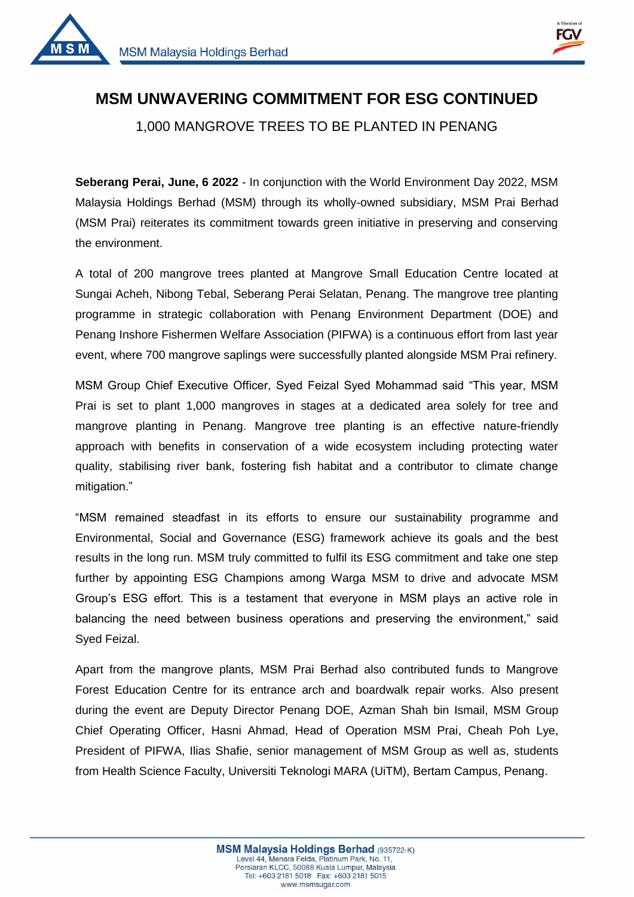# MSM UNWAVERING COMMITMENT FOR ESG CONTINUED

## 1,000 MANGROVE TREES TO BE PLANTED IN PENANG

**Seberang Perai, June, 6 2022** - In conjunction with the World Environment Day 2022, MSM Malaysia Holdings Berhad (MSM) through its wholly-owned subsidiary, MSM Prai Berhad (MSM Prai) reiterates its commitment towards green initiative in preserving and conserving the environment.

A total of 200 mangrove trees planted at Mangrove Small Education Centre located at Sungai Acheh, Nibong Tebal, Seberang Perai Selatan, Penang. The mangrove tree planting programme in strategic collaboration with Penang Environment Department (DOE) and Penang Inshore Fishermen Welfare Association (PIFWA) is a continuous effort from last year event, where 700 mangrove saplings were successfully planted alongside MSM Prai refinery.

MSM Group Chief Executive Officer, Syed Feizal Syed Mohammad said "This year, MSM Prai is set to plant 1,000 mangroves in stages at a dedicated area solely for tree and mangrove planting in Penang. Mangrove tree planting is an effective nature-friendly approach with benefits in conservation of a wide ecosystem including protecting water quality, stabilising river bank, fostering fish habitat and a contributor to climate change mitigation."

"MSM remained steadfast in its efforts to ensure our sustainability programme and Environmental, Social and Governance (ESG) framework achieve its goals and the best results in the long run. MSM truly committed to fulfil its ESG commitment and take one step further by appointing ESG Champions among Warga MSM to drive and advocate MSM Group's ESG effort. This is a testament that everyone in MSM plays an active role in balancing the need between business operations and preserving the environment," said Syed Feizal.

Apart from the mangrove plants, MSM Prai Berhad also contributed funds to Mangrove Forest Education Centre for its entrance arch and boardwalk repair works. Also present during the event are Deputy Director Penang DOE, Azman Shah bin Ismail, MSM Group Chief Operating Officer, Hasni Ahmad, Head of Operation MSM Prai, Cheah Poh Lye, President of PIFWA, Ilias Shafie, senior management of MSM Group as well as, students from Health Science Faculty, Universiti Teknologi MARA (UiTM), Bertam Campus, Penang.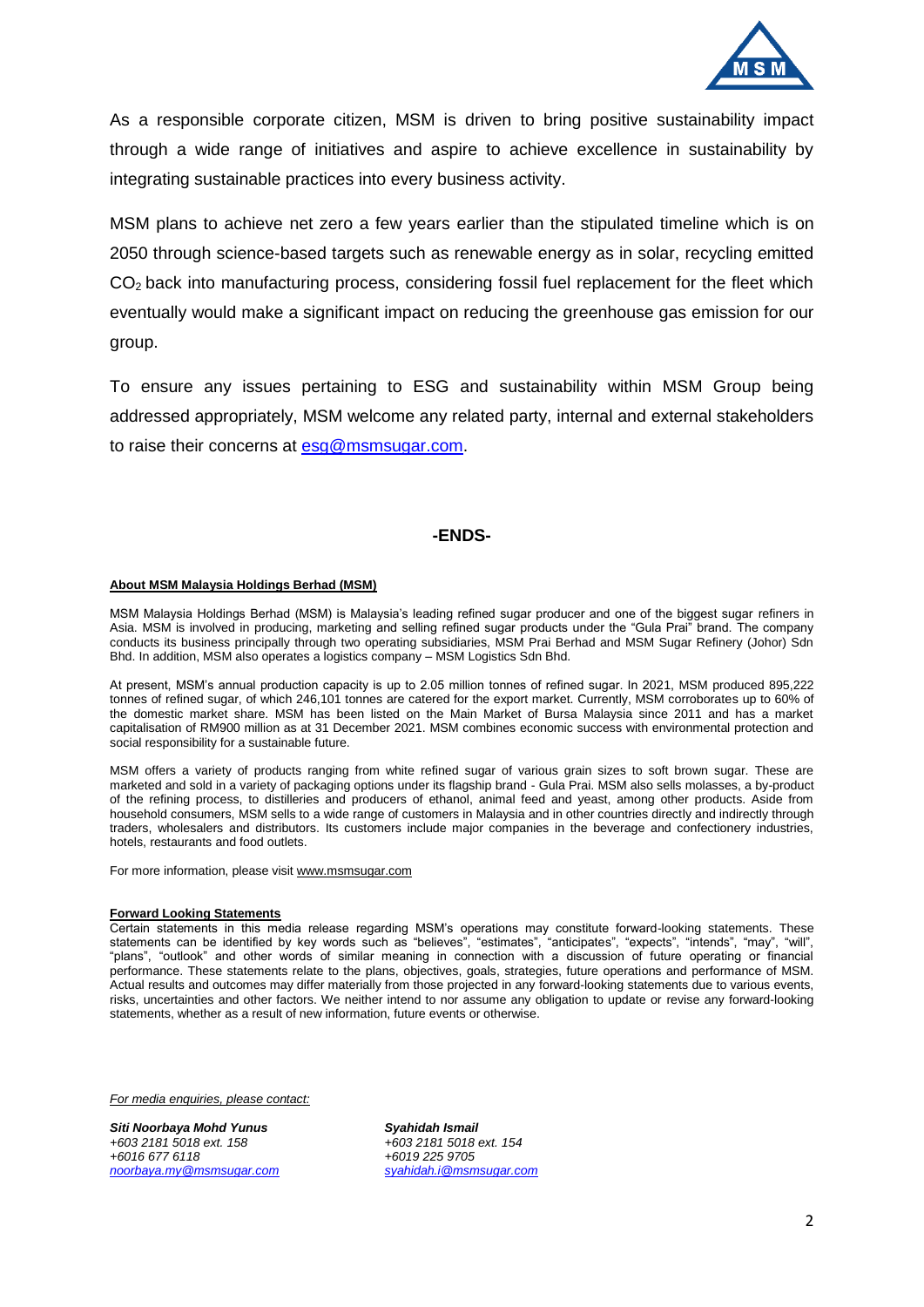As a responsible corporate citizen, MSM is driven to bring positive sustainability impact through a wide range of initiatives and aspire to achieve excellence in sustainability by integrating sustainable practices into every business activity.

MSM plans to achieve net zero a few years earlier than the stipulated timeline which is on 2050 through science-based targets such as renewable energy as in solar, recycling emitted $CO_2$ back into manufacturing process, considering fossil fuel replacement for the fleet which eventually would make a significant impact on reducing the greenhouse gas emission for our group.

To ensure any issues pertaining to ESG and sustainability within MSM Group being addressed appropriately, MSM welcome any related party, internal and external stakeholders to raise their concerns at esg@msmsugar.com.

**-ENDS-**

**About MSM Malaysia Holdings Berhad (MSM)**

MSM Malaysia Holdings Berhad (MSM) is Malaysia's leading refined sugar producer and one of the biggest sugar refiners in Asia. MSM is involved in producing, marketing and selling refined sugar products under the "Gula Prai" brand. The company conducts its business principally through two operating subsidiaries, MSM Prai Berhad and MSM Sugar Refinery (Johor) Sdn Bhd. In addition, MSM also operates a logistics company – MSM Logistics Sdn Bhd.

At present, MSM's annual production capacity is up to 2.05 million tonnes of refined sugar. In 2021, MSM produced 895,222 tonnes of refined sugar, of which 246,101 tonnes are catered for the export market. Currently, MSM corroborates up to 60% of the domestic market share. MSM has been listed on the Main Market of Bursa Malaysia since 2011 and has a market capitalisation of RM900 million as at 31 December 2021. MSM combines economic success with environmental protection and social responsibility for a sustainable future.

MSM offers a variety of products ranging from white refined sugar of various grain sizes to soft brown sugar. These are marketed and sold in a variety of packaging options under its flagship brand - Gula Prai. MSM also sells molasses, a by-product of the refining process, to distilleries and producers of ethanol, animal feed and yeast, among other products. Aside from household consumers, MSM sells to a wide range of customers in Malaysia and in other countries directly and indirectly through traders, wholesalers and distributors. Its customers include major companies in the beverage and confectionery industries, hotels, restaurants and food outlets.

For more information, please visit www.msmsugar.com

**Forward Looking Statements**

Certain statements in this media release regarding MSM's operations may constitute forward-looking statements. These statements can be identified by key words such as "believes", "estimates", "anticipates", "expects", "intends", "may", "will", "plans", "outlook" and other words of similar meaning in connection with a discussion of future operating or financial performance. These statements relate to the plans, objectives, goals, strategies, future operations and performance of MSM. Actual results and outcomes may differ materially from those projected in any forward-looking statements due to various events, risks, uncertainties and other factors. We neither intend to nor assume any obligation to update or revise any forward-looking statements, whether as a result of new information, future events or otherwise.

*For media enquiries, please contact:*

***Siti Noorbaya Mohd Yunus***
*+603 2181 5018 ext. 158*
*+6016 677 6118*
*noorbaya.my@msmsugar.com*

***Syahidah Ismail***
*+603 2181 5018 ext. 154*
*+6019 225 9705*
*syahidah.i@msmsugar.com*